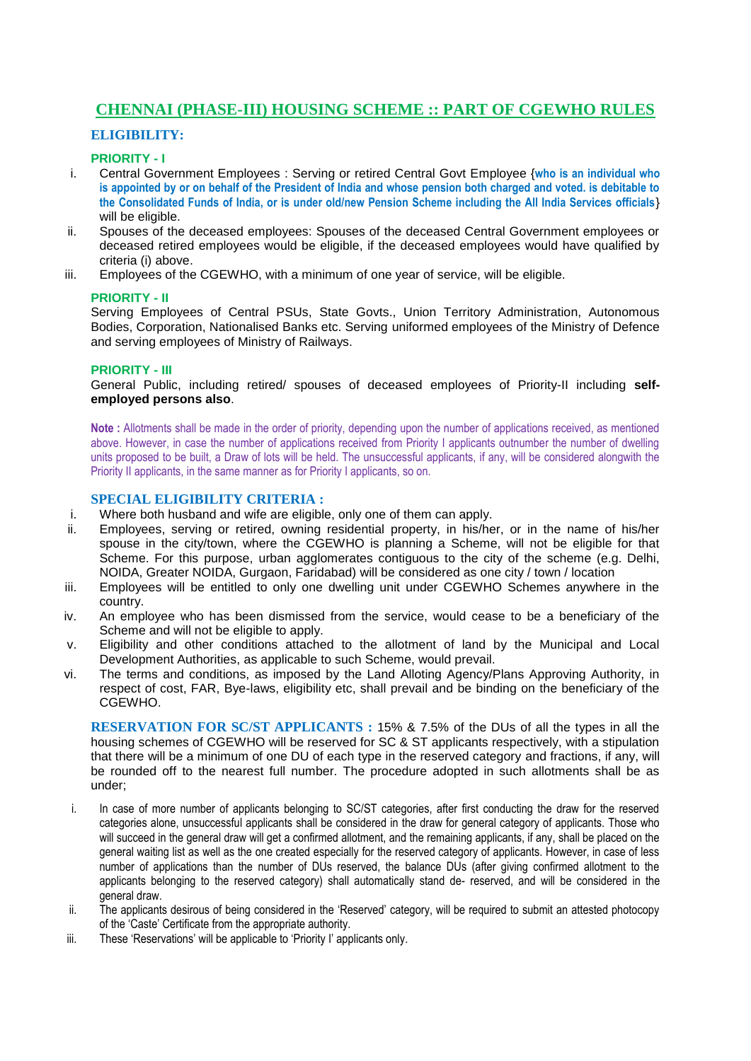# CHENNAI (PHASE-III) HOUSING SCHEME :: PART OF CGEWHO RULES

## ELIGIBILITY:

### PRIORITY - I

i. Central Government Employees : Serving or retired Central Govt Employee {**who is an individual who is appointed by or on behalf of the President of India and whose pension both charged and voted. is debitable to the Consolidated Funds of India, or is under old/new Pension Scheme including the All India Services officials**} will be eligible.

ii. Spouses of the deceased employees: Spouses of the deceased Central Government employees or deceased retired employees would be eligible, if the deceased employees would have qualified by criteria (i) above.

iii. Employees of the CGEWHO, with a minimum of one year of service, will be eligible.

### PRIORITY - II

Serving Employees of Central PSUs, State Govts., Union Territory Administration, Autonomous Bodies, Corporation, Nationalised Banks etc. Serving uniformed employees of the Ministry of Defence and serving employees of Ministry of Railways.

### PRIORITY - III

General Public, including retired/ spouses of deceased employees of Priority-II including **self-employed persons also**.

**Note :** Allotments shall be made in the order of priority, depending upon the number of applications received, as mentioned above. However, in case the number of applications received from Priority I applicants outnumber the number of dwelling units proposed to be built, a Draw of lots will be held. The unsuccessful applicants, if any, will be considered alongwith the Priority II applicants, in the same manner as for Priority I applicants, so on.

## SPECIAL ELIGIBILITY CRITERIA :

i. Where both husband and wife are eligible, only one of them can apply.

ii. Employees, serving or retired, owning residential property, in his/her, or in the name of his/her spouse in the city/town, where the CGEWHO is planning a Scheme, will not be eligible for that Scheme. For this purpose, urban agglomerates contiguous to the city of the scheme (e.g. Delhi, NOIDA, Greater NOIDA, Gurgaon, Faridabad) will be considered as one city / town / location

iii. Employees will be entitled to only one dwelling unit under CGEWHO Schemes anywhere in the country.

iv. An employee who has been dismissed from the service, would cease to be a beneficiary of the Scheme and will not be eligible to apply.

v. Eligibility and other conditions attached to the allotment of land by the Municipal and Local Development Authorities, as applicable to such Scheme, would prevail.

vi. The terms and conditions, as imposed by the Land Alloting Agency/Plans Approving Authority, in respect of cost, FAR, Bye-laws, eligibility etc, shall prevail and be binding on the beneficiary of the CGEWHO.

**RESERVATION FOR SC/ST APPLICANTS :** 15% & 7.5% of the DUs of all the types in all the housing schemes of CGEWHO will be reserved for SC & ST applicants respectively, with a stipulation that there will be a minimum of one DU of each type in the reserved category and fractions, if any, will be rounded off to the nearest full number. The procedure adopted in such allotments shall be as under;

i. In case of more number of applicants belonging to SC/ST categories, after first conducting the draw for the reserved categories alone, unsuccessful applicants shall be considered in the draw for general category of applicants. Those who will succeed in the general draw will get a confirmed allotment, and the remaining applicants, if any, shall be placed on the general waiting list as well as the one created especially for the reserved category of applicants. However, in case of less number of applications than the number of DUs reserved, the balance DUs (after giving confirmed allotment to the applicants belonging to the reserved category) shall automatically stand de- reserved, and will be considered in the general draw.

ii. The applicants desirous of being considered in the 'Reserved' category, will be required to submit an attested photocopy of the 'Caste' Certificate from the appropriate authority.

iii. These 'Reservations' will be applicable to 'Priority I' applicants only.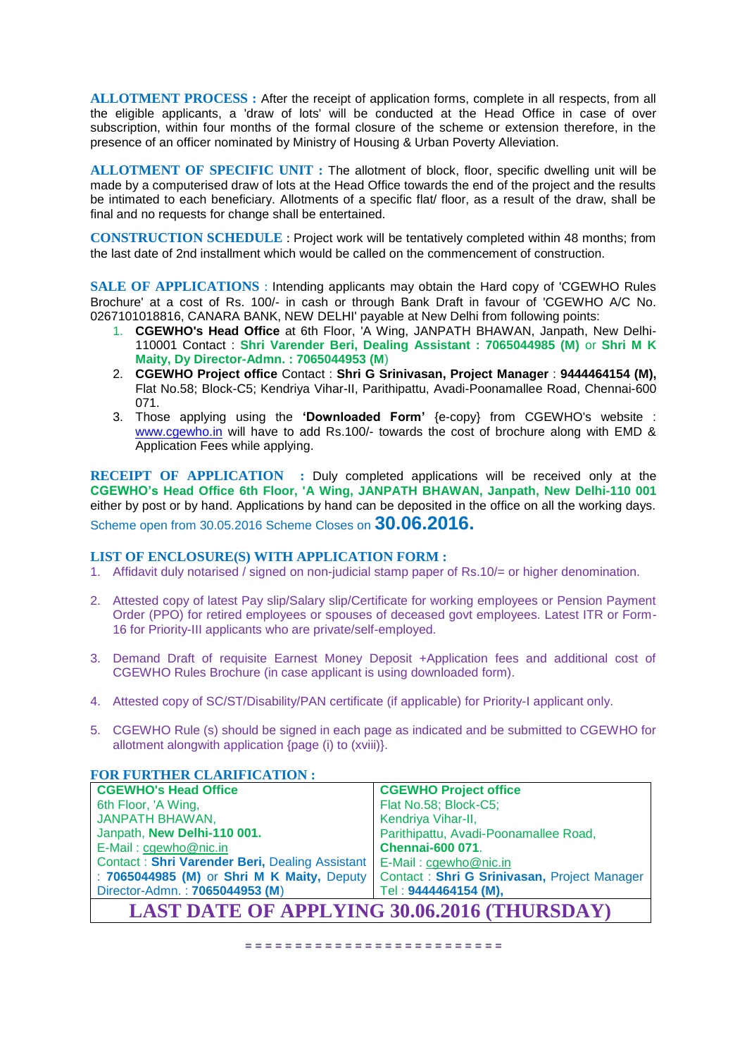**ALLOTMENT PROCESS :** After the receipt of application forms, complete in all respects, from all the eligible applicants, a 'draw of lots' will be conducted at the Head Office in case of over subscription, within four months of the formal closure of the scheme or extension therefore, in the presence of an officer nominated by Ministry of Housing & Urban Poverty Alleviation.

**ALLOTMENT OF SPECIFIC UNIT :** The allotment of block, floor, specific dwelling unit will be made by a computerised draw of lots at the Head Office towards the end of the project and the results be intimated to each beneficiary. Allotments of a specific flat/ floor, as a result of the draw, shall be final and no requests for change shall be entertained.

**CONSTRUCTION SCHEDULE** : Project work will be tentatively completed within 48 months; from the last date of 2nd installment which would be called on the commencement of construction.

**SALE OF APPLICATIONS** : Intending applicants may obtain the Hard copy of 'CGEWHO Rules Brochure' at a cost of Rs. 100/- in cash or through Bank Draft in favour of 'CGEWHO A/C No. 0267101018816, CANARA BANK, NEW DELHI' payable at New Delhi from following points:

1. **CGEWHO's Head Office** at 6th Floor, 'A Wing, JANPATH BHAWAN, Janpath, New Delhi-110001 Contact : **Shri Varender Beri, Dealing Assistant : 7065044985 (M)** or **Shri M K Maity, Dy Director-Admn. : 7065044953 (M)**
2. **CGEWHO Project office** Contact : **Shri G Srinivasan, Project Manager** : **9444464154 (M),** Flat No.58; Block-C5; Kendriya Vihar-II, Parithipattu, Avadi-Poonamallee Road, Chennai-600 071.
3. Those applying using the **'Downloaded Form'** {e-copy} from CGEWHO's website : www.cgewho.in will have to add Rs.100/- towards the cost of brochure along with EMD & Application Fees while applying.

**RECEIPT OF APPLICATION :** Duly completed applications will be received only at the **CGEWHO's Head Office 6th Floor, 'A Wing, JANPATH BHAWAN, Janpath, New Delhi-110 001** either by post or by hand. Applications by hand can be deposited in the office on all the working days. Scheme open from 30.05.2016 Scheme Closes on **30.06.2016.**

**LIST OF ENCLOSURE(S) WITH APPLICATION FORM :**

1. Affidavit duly notarised / signed on non-judicial stamp paper of Rs.10/= or higher denomination.
2. Attested copy of latest Pay slip/Salary slip/Certificate for working employees or Pension Payment Order (PPO) for retired employees or spouses of deceased govt employees. Latest ITR or Form-16 for Priority-III applicants who are private/self-employed.
3. Demand Draft of requisite Earnest Money Deposit +Application fees and additional cost of CGEWHO Rules Brochure (in case applicant is using downloaded form).
4. Attested copy of SC/ST/Disability/PAN certificate (if applicable) for Priority-I applicant only.
5. CGEWHO Rule (s) should be signed in each page as indicated and be submitted to CGEWHO for allotment alongwith application {page (i) to (xviii)}.

**FOR FURTHER CLARIFICATION :**

| | |
|---|---|
| **CGEWHO's Head Office**<br>6th Floor, 'A Wing,<br>JANPATH BHAWAN,<br>Janpath, **New Delhi-110 001.**<br>E-Mail : cgewho@nic.in<br>Contact : **Shri Varender Beri,** Dealing Assistant : **7065044985 (M)** or **Shri M K Maity,** Deputy Director-Admn. : **7065044953 (M)** | **CGEWHO Project office**<br>Flat No.58; Block-C5;<br>Kendriya Vihar-II,<br>Parithipattu, Avadi-Poonamallee Road,<br>**Chennai-600 071**.<br>E-Mail : cgewho@nic.in<br>Contact : **Shri G Srinivasan,** Project Manager<br>Tel : **9444464154 (M),** |

**LAST DATE OF APPLYING 30.06.2016 (THURSDAY)**

= = = = = = = = = = = = = = = = = = = = = = = = =